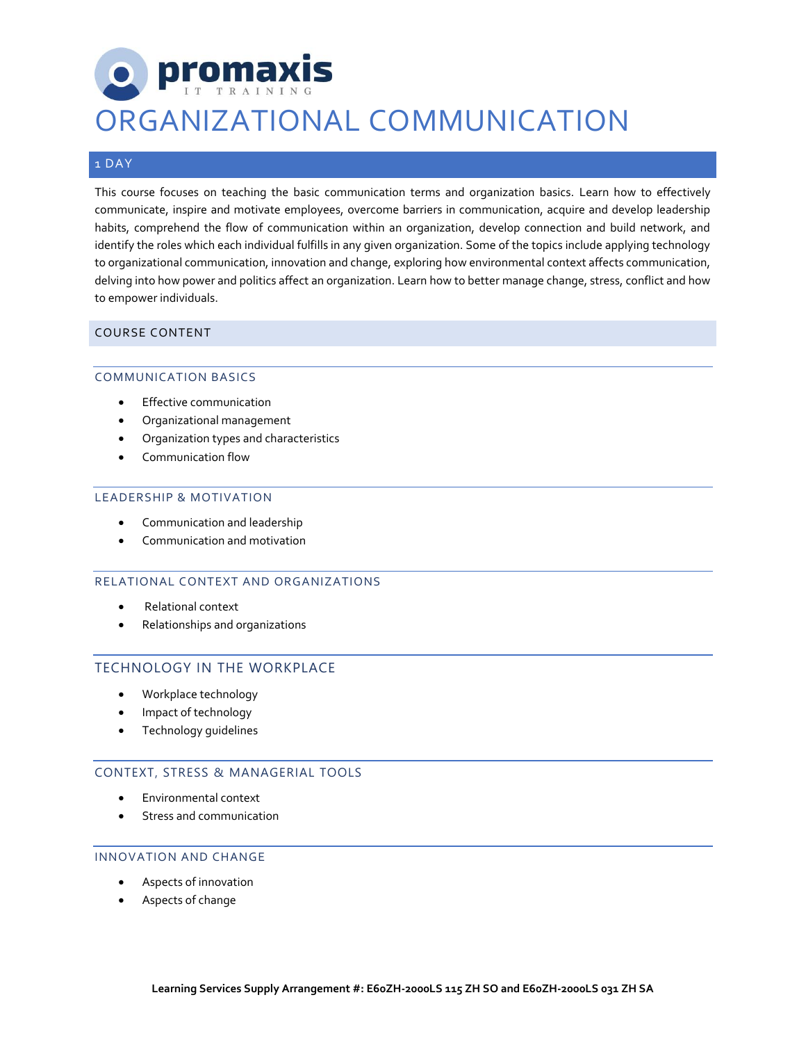promaxis IT TRAINING

# ORGANIZATIONAL COMMUNICATION

## 1 DAY

This course focuses on teaching the basic communication terms and organization basics. Learn how to effectively communicate, inspire and motivate employees, overcome barriers in communication, acquire and develop leadership habits, comprehend the flow of communication within an organization, develop connection and build network, and identify the roles which each individual fulfills in any given organization. Some of the topics include applying technology to organizational communication, innovation and change, exploring how environmental context affects communication, delving into how power and politics affect an organization. Learn how to better manage change, stress, conflict and how to empower individuals.

## COURSE CONTENT

### COMMUNICATION BASICS

- Effective communication
- Organizational management
- Organization types and characteristics
- Communication flow

### LEADERSHIP & MOTIVATION

- Communication and leadership
- Communication and motivation

### RELATIONAL CONTEXT AND ORGANIZATIONS

- Relational context
- Relationships and organizations

### TECHNOLOGY IN THE WORKPLACE

- Workplace technology
- Impact of technology
- Technology guidelines

### CONTEXT, STRESS & MANAGERIAL TOOLS

- Environmental context
- Stress and communication

### INNOVATION AND CHANGE

- Aspects of innovation
- Aspects of change

**Learning Services Supply Arrangement #: E60ZH-2000LS 115 ZH SO and E60ZH-2000LS 031 ZH SA**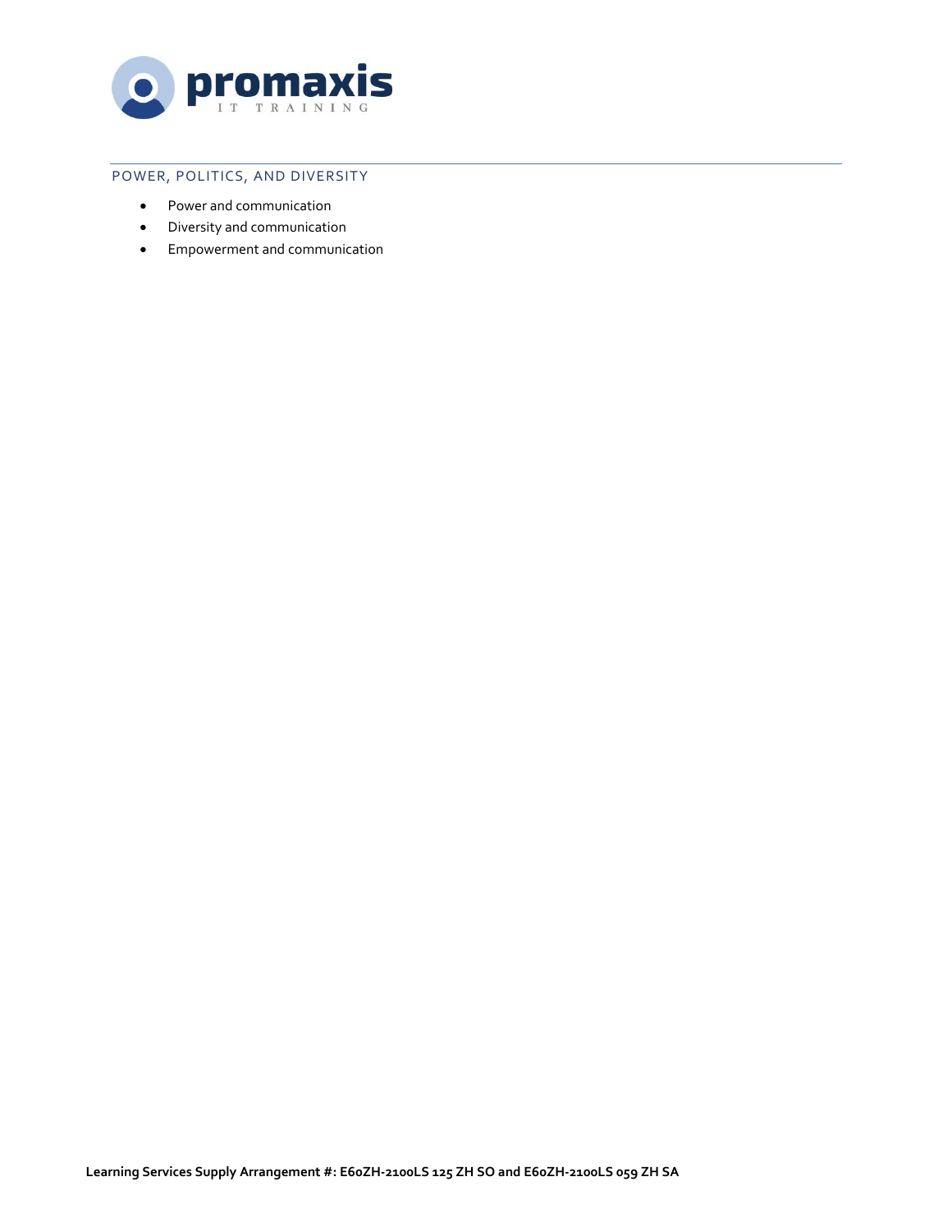## POWER, POLITICS, AND DIVERSITY

- Power and communication
- Diversity and communication
- Empowerment and communication